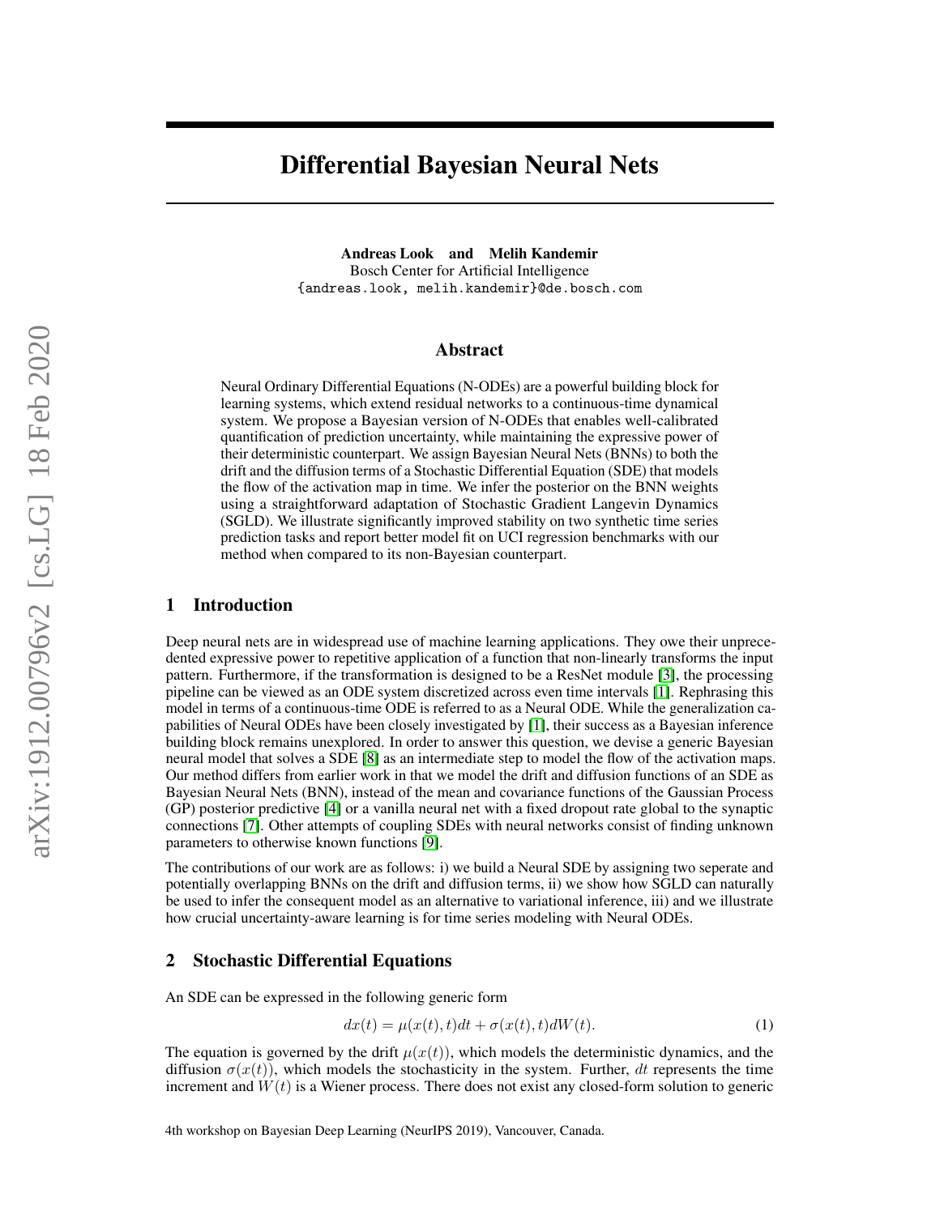# Differential Bayesian Neural Nets

**Andreas Look and Melih Kandemir**
Bosch Center for Artificial Intelligence
{andreas.look, melih.kandemir}@de.bosch.com

## Abstract

Neural Ordinary Differential Equations (N-ODEs) are a powerful building block for learning systems, which extend residual networks to a continuous-time dynamical system. We propose a Bayesian version of N-ODEs that enables well-calibrated quantification of prediction uncertainty, while maintaining the expressive power of their deterministic counterpart. We assign Bayesian Neural Nets (BNNs) to both the drift and the diffusion terms of a Stochastic Differential Equation (SDE) that models the flow of the activation map in time. We infer the posterior on the BNN weights using a straightforward adaptation of Stochastic Gradient Langevin Dynamics (SGLD). We illustrate significantly improved stability on two synthetic time series prediction tasks and report better model fit on UCI regression benchmarks with our method when compared to its non-Bayesian counterpart.

## 1 Introduction

Deep neural nets are in widespread use of machine learning applications. They owe their unprecedented expressive power to repetitive application of a function that non-linearly transforms the input pattern. Furthermore, if the transformation is designed to be a ResNet module [3], the processing pipeline can be viewed as an ODE system discretized across even time intervals [1]. Rephrasing this model in terms of a continuous-time ODE is referred to as a Neural ODE. While the generalization capabilities of Neural ODEs have been closely investigated by [1], their success as a Bayesian inference building block remains unexplored. In order to answer this question, we devise a generic Bayesian neural model that solves a SDE [8] as an intermediate step to model the flow of the activation maps. Our method differs from earlier work in that we model the drift and diffusion functions of an SDE as Bayesian Neural Nets (BNN), instead of the mean and covariance functions of the Gaussian Process (GP) posterior predictive [4] or a vanilla neural net with a fixed dropout rate global to the synaptic connections [7]. Other attempts of coupling SDEs with neural networks consist of finding unknown parameters to otherwise known functions [9].

The contributions of our work are as follows: i) we build a Neural SDE by assigning two seperate and potentially overlapping BNNs on the drift and diffusion terms, ii) we show how SGLD can naturally be used to infer the consequent model as an alternative to variational inference, iii) and we illustrate how crucial uncertainty-aware learning is for time series modeling with Neural ODEs.

## 2 Stochastic Differential Equations

An SDE can be expressed in the following generic form

$$dx(t) = \mu(x(t), t)dt + \sigma(x(t), t)dW(t). \tag{1}$$

The equation is governed by the drift $\mu(x(t))$, which models the deterministic dynamics, and the diffusion $\sigma(x(t))$, which models the stochasticity in the system. Further, $dt$ represents the time increment and $W(t)$ is a Wiener process. There does not exist any closed-form solution to generic

4th workshop on Bayesian Deep Learning (NeurIPS 2019), Vancouver, Canada.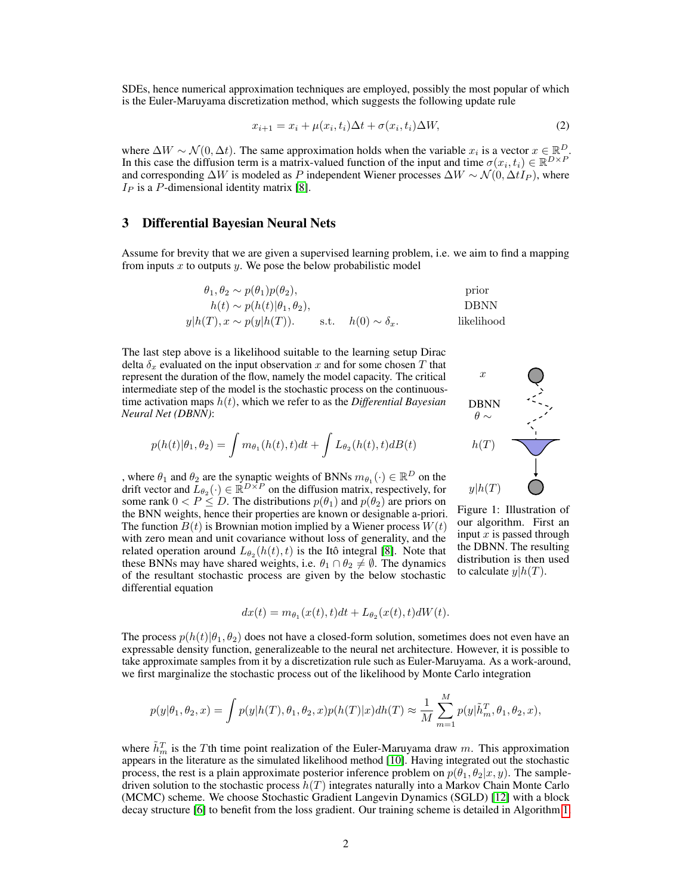SDEs, hence numerical approximation techniques are employed, possibly the most popular of which is the Euler-Maruyama discretization method, which suggests the following update rule

$$x_{i+1} = x_i + \mu(x_i, t_i)\Delta t + \sigma(x_i, t_i)\Delta W, \tag{2}$$

where $\Delta W \sim \mathcal{N}(0, \Delta t)$. The same approximation holds when the variable $x_i$ is a vector $x \in \mathbb{R}^D$. In this case the diffusion term is a matrix-valued function of the input and time $\sigma(x_i, t_i) \in \mathbb{R}^{D \times P}$ and corresponding $\Delta W$ is modeled as $P$ independent Wiener processes $\Delta W \sim \mathcal{N}(0, \Delta t I_P)$, where $I_P$ is a $P$-dimensional identity matrix [8].

## 3 Differential Bayesian Neural Nets

Assume for brevity that we are given a supervised learning problem, i.e. we aim to find a mapping from inputs $x$ to outputs $y$. We pose the below probabilistic model

$$\begin{aligned}
\theta_1, \theta_2 &\sim p(\theta_1)p(\theta_2), && \text{prior} \\
h(t) &\sim p(h(t)|\theta_1, \theta_2), && \text{DBNN} \\
y|h(T), x &\sim p(y|h(T)). \quad \text{s.t.} \quad h(0) \sim \delta_x. && \text{likelihood}
\end{aligned}$$

The last step above is a likelihood suitable to the learning setup Dirac delta $\delta_x$ evaluated on the input observation $x$ and for some chosen $T$ that represent the duration of the flow, namely the model capacity. The critical intermediate step of the model is the stochastic process on the continuous-time activation maps $h(t)$, which we refer to as the *Differential Bayesian Neural Net (DBNN)*:

$$p(h(t)|\theta_1, \theta_2) = \int m_{\theta_1}(h(t), t)dt + \int L_{\theta_2}(h(t), t)dB(t)$$

, where $\theta_1$ and $\theta_2$ are the synaptic weights of BNNs $m_{\theta_1}(\cdot) \in \mathbb{R}^D$ on the drift vector and $L_{\theta_2}(\cdot) \in \mathbb{R}^{D \times P}$ on the diffusion matrix, respectively, for some rank $0 < P \leq D$. The distributions $p(\theta_1)$ and $p(\theta_2)$ are priors on the BNN weights, hence their properties are known or designable a-priori. The function $B(t)$ is Brownian motion implied by a Wiener process $W(t)$ with zero mean and unit covariance without loss of generality, and the related operation around $L_{\theta_2}(h(t), t)$ is the Itô integral [8]. Note that these BNNs may have shared weights, i.e. $\theta_1 \cap \theta_2 \neq \emptyset$. The dynamics of the resultant stochastic process are given by the below stochastic differential equation

Figure 1: Illustration of our algorithm. First an input $x$ is passed through the DBNN. The resulting distribution is then used to calculate $y|h(T)$.

$$dx(t) = m_{\theta_1}(x(t), t)dt + L_{\theta_2}(x(t), t)dW(t).$$

The process $p(h(t)|\theta_1, \theta_2)$ does not have a closed-form solution, sometimes does not even have an expressable density function, generalizeable to the neural net architecture. However, it is possible to take approximate samples from it by a discretization rule such as Euler-Maruyama. As a work-around, we first marginalize the stochastic process out of the likelihood by Monte Carlo integration

$$p(y|\theta_1, \theta_2, x) = \int p(y|h(T), \theta_1, \theta_2, x)p(h(T)|x)dh(T) \approx \frac{1}{M}\sum_{m=1}^{M} p(y|\tilde{h}_m^T, \theta_1, \theta_2, x),$$

where $\tilde{h}_m^T$ is the $T$th time point realization of the Euler-Maruyama draw $m$. This approximation appears in the literature as the simulated likelihood method [10]. Having integrated out the stochastic process, the rest is a plain approximate posterior inference problem on $p(\theta_1, \theta_2|x, y)$. The sample-driven solution to the stochastic process $h(T)$ integrates naturally into a Markov Chain Monte Carlo (MCMC) scheme. We choose Stochastic Gradient Langevin Dynamics (SGLD) [12] with a block decay structure [6] to benefit from the loss gradient. Our training scheme is detailed in Algorithm 1.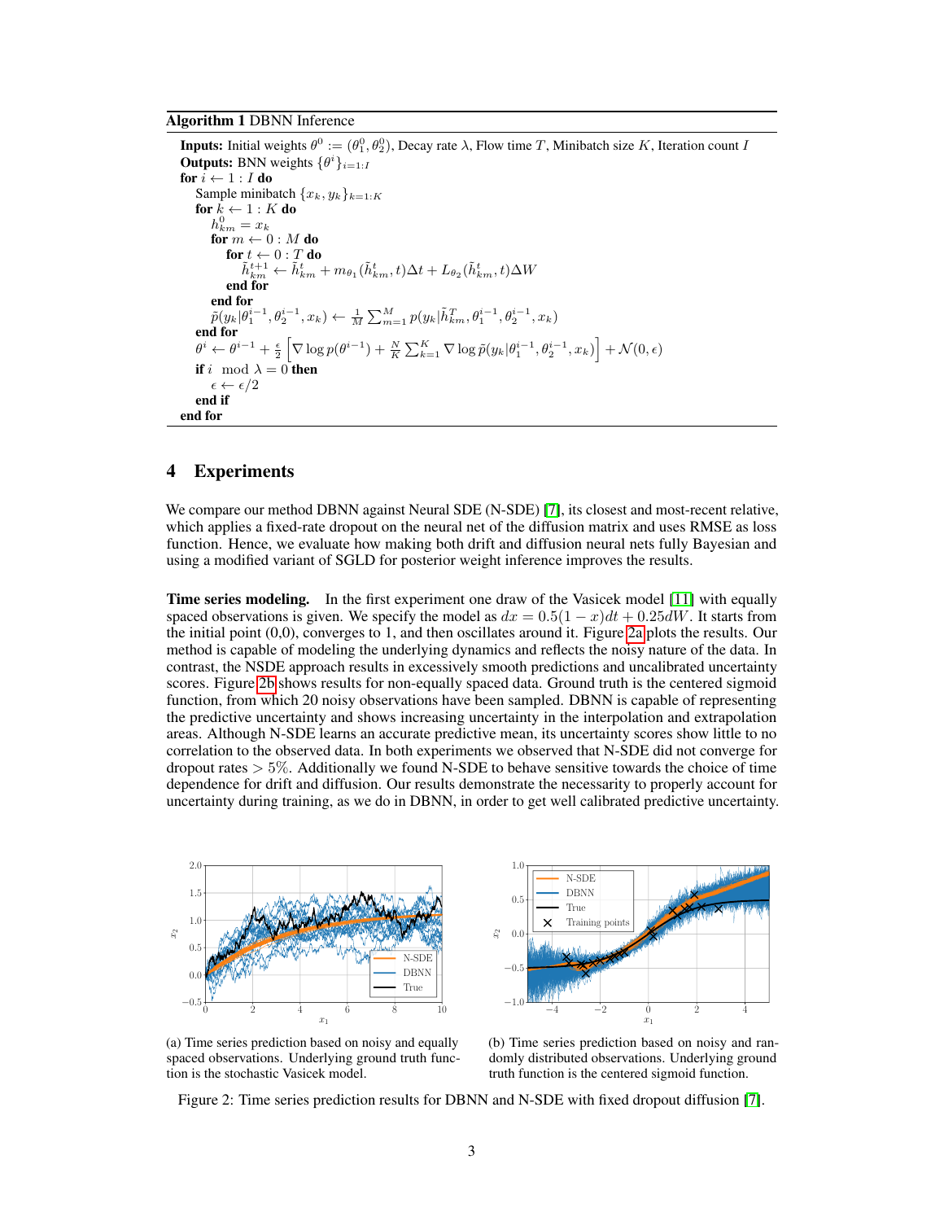**Algorithm 1** DBNN Inference

```
Inputs: Initial weights θ^0 := (θ_1^0, θ_2^0), Decay rate λ, Flow time T, Minibatch size K, Iteration count I
Outputs: BNN weights {θ^i}_{i=1:I}
for i ← 1 : I do
    Sample minibatch {x_k, y_k}_{k=1:K}
    for k ← 1 : K do
        h_{km}^0 = x_k
        for m ← 0 : M do
            for t ← 0 : T do
                h̃_{km}^{t+1} ← h̃_{km}^t + m_{θ1}(h̃_{km}^t, t)Δt + L_{θ2}(h̃_{km}^t, t)ΔW
            end for
        end for
        p̃(y_k | θ_1^{i-1}, θ_2^{i-1}, x_k) ← (1/M) Σ_{m=1}^{M} p(y_k | h̃_{km}^T, θ_1^{i-1}, θ_2^{i-1}, x_k)
    end for
    θ^i ← θ^{i-1} + (ε/2) [∇ log p(θ^{i-1}) + (N/K) Σ_{k=1}^{K} ∇ log p̃(y_k | θ_1^{i-1}, θ_2^{i-1}, x_k)] + N(0, ε)
    if i mod λ = 0 then
        ε ← ε/2
    end if
end for
```

## 4 Experiments

We compare our method DBNN against Neural SDE (N-SDE) [7], its closest and most-recent relative, which applies a fixed-rate dropout on the neural net of the diffusion matrix and uses RMSE as loss function. Hence, we evaluate how making both drift and diffusion neural nets fully Bayesian and using a modified variant of SGLD for posterior weight inference improves the results.

**Time series modeling.** In the first experiment one draw of the Vasicek model [11] with equally spaced observations is given. We specify the model as $dx = 0.5(1 - x)dt + 0.25dW$. It starts from the initial point (0,0), converges to 1, and then oscillates around it. Figure 2a plots the results. Our method is capable of modeling the underlying dynamics and reflects the noisy nature of the data. In contrast, the NSDE approach results in excessively smooth predictions and uncalibrated uncertainty scores. Figure 2b shows results for non-equally spaced data. Ground truth is the centered sigmoid function, from which 20 noisy observations have been sampled. DBNN is capable of representing the predictive uncertainty and shows increasing uncertainty in the interpolation and extrapolation areas. Although N-SDE learns an accurate predictive mean, its uncertainty scores show little to no correlation to the observed data. In both experiments we observed that N-SDE did not converge for dropout rates $> 5\%$. Additionally we found N-SDE to behave sensitive towards the choice of time dependence for drift and diffusion. Our results demonstrate the necessarity to properly account for uncertainty during training, as we do in DBNN, in order to get well calibrated predictive uncertainty.

(a) Time series prediction based on noisy and equally spaced observations. Underlying ground truth function is the stochastic Vasicek model.

(b) Time series prediction based on noisy and randomly distributed observations. Underlying ground truth function is the centered sigmoid function.

Figure 2: Time series prediction results for DBNN and N-SDE with fixed dropout diffusion [7].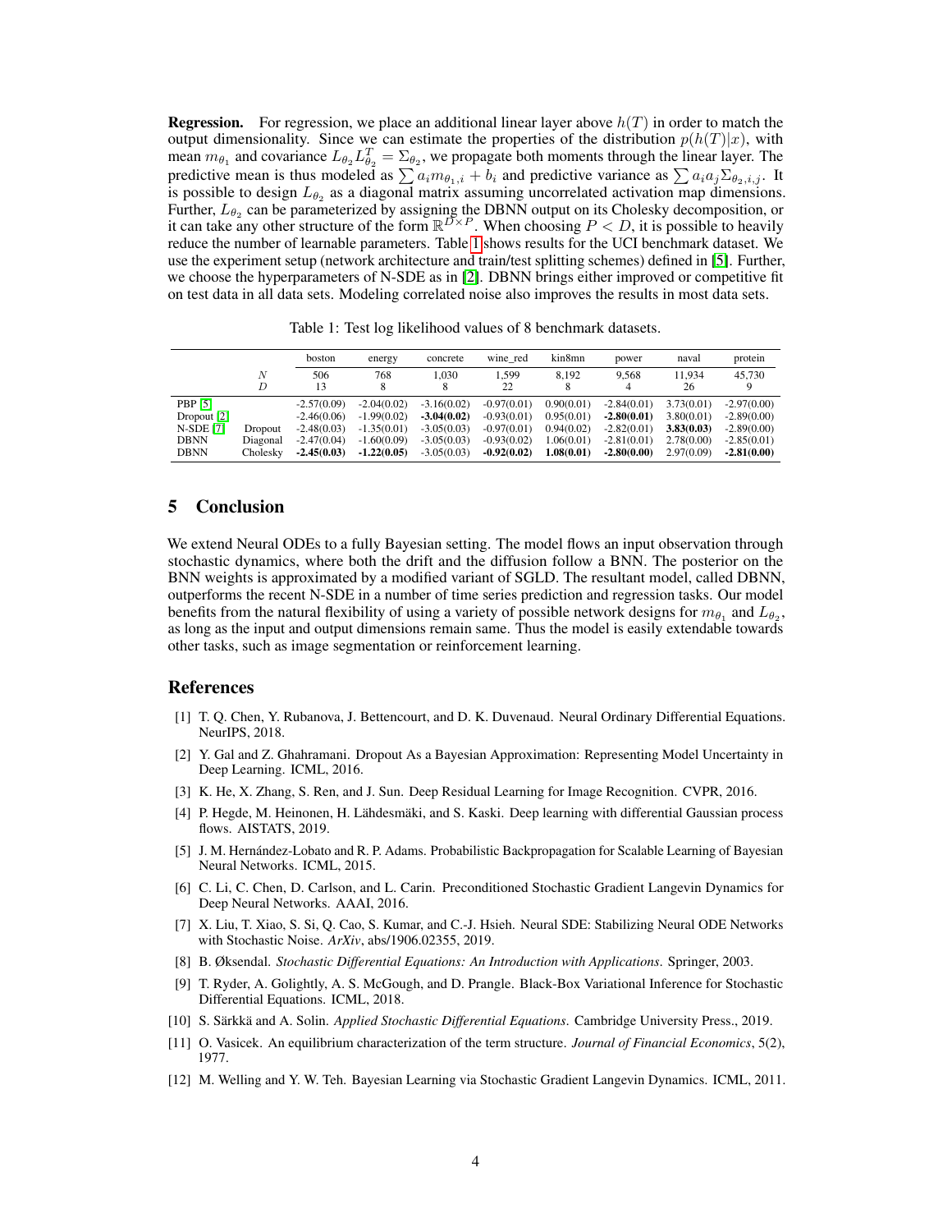**Regression.** For regression, we place an additional linear layer above $h(T)$ in order to match the output dimensionality. Since we can estimate the properties of the distribution $p(h(T)|x)$, with mean $m_{\theta_1}$ and covariance $L_{\theta_2}L_{\theta_2}^T = \Sigma_{\theta_2}$, we propagate both moments through the linear layer. The predictive mean is thus modeled as $\sum a_i m_{\theta_1,i} + b_i$ and predictive variance as $\sum a_i a_j \Sigma_{\theta_2,i,j}$. It is possible to design $L_{\theta_2}$ as a diagonal matrix assuming uncorrelated activation map dimensions. Further, $L_{\theta_2}$ can be parameterized by assigning the DBNN output on its Cholesky decomposition, or it can take any other structure of the form $\mathbb{R}^{D \times P}$. When choosing $P < D$, it is possible to heavily reduce the number of learnable parameters. Table 1 shows results for the UCI benchmark dataset. We use the experiment setup (network architecture and train/test splitting schemes) defined in [5]. Further, we choose the hyperparameters of N-SDE as in [2]. DBNN brings either improved or competitive fit on test data in all data sets. Modeling correlated noise also improves the results in most data sets.

Table 1: Test log likelihood values of 8 benchmark datasets.

| | | boston | energy | concrete | wine_red | kin8mn | power | naval | protein |
|---|---|---|---|---|---|---|---|---|---|
| | $N$ | 506 | 768 | 1,030 | 1,599 | 8,192 | 9,568 | 11,934 | 45,730 |
| | $D$ | 13 | 8 | 8 | 22 | 8 | 4 | 26 | 9 |
| PBP [5] | | -2.57(0.09) | -2.04(0.02) | -3.16(0.02) | -0.97(0.01) | 0.90(0.01) | -2.84(0.01) | 3.73(0.01) | -2.97(0.00) |
| Dropout [2] | | -2.46(0.06) | -1.99(0.02) | **-3.04(0.02)** | -0.93(0.01) | 0.95(0.01) | **-2.80(0.01)** | 3.80(0.01) | -2.89(0.00) |
| N-SDE [7] | Dropout | -2.48(0.03) | -1.35(0.01) | -3.05(0.03) | -0.97(0.01) | 0.94(0.02) | -2.82(0.01) | **3.83(0.03)** | -2.89(0.00) |
| DBNN | Diagonal | -2.47(0.04) | -1.60(0.09) | -3.05(0.03) | -0.93(0.02) | 1.06(0.01) | -2.81(0.01) | 2.78(0.00) | -2.85(0.01) |
| DBNN | Cholesky | **-2.45(0.03)** | **-1.22(0.05)** | -3.05(0.03) | **-0.92(0.02)** | **1.08(0.01)** | **-2.80(0.00)** | 2.97(0.09) | **-2.81(0.00)** |

## 5 Conclusion

We extend Neural ODEs to a fully Bayesian setting. The model flows an input observation through stochastic dynamics, where both the drift and the diffusion follow a BNN. The posterior on the BNN weights is approximated by a modified variant of SGLD. The resultant model, called DBNN, outperforms the recent N-SDE in a number of time series prediction and regression tasks. Our model benefits from the natural flexibility of using a variety of possible network designs for $m_{\theta_1}$ and $L_{\theta_2}$, as long as the input and output dimensions remain same. Thus the model is easily extendable towards other tasks, such as image segmentation or reinforcement learning.

## References

[1] T. Q. Chen, Y. Rubanova, J. Bettencourt, and D. K. Duvenaud. Neural Ordinary Differential Equations. NeurIPS, 2018.

[2] Y. Gal and Z. Ghahramani. Dropout As a Bayesian Approximation: Representing Model Uncertainty in Deep Learning. ICML, 2016.

[3] K. He, X. Zhang, S. Ren, and J. Sun. Deep Residual Learning for Image Recognition. CVPR, 2016.

[4] P. Hegde, M. Heinonen, H. Lähdesmäki, and S. Kaski. Deep learning with differential Gaussian process flows. AISTATS, 2019.

[5] J. M. Hernández-Lobato and R. P. Adams. Probabilistic Backpropagation for Scalable Learning of Bayesian Neural Networks. ICML, 2015.

[6] C. Li, C. Chen, D. Carlson, and L. Carin. Preconditioned Stochastic Gradient Langevin Dynamics for Deep Neural Networks. AAAI, 2016.

[7] X. Liu, T. Xiao, S. Si, Q. Cao, S. Kumar, and C.-J. Hsieh. Neural SDE: Stabilizing Neural ODE Networks with Stochastic Noise. *ArXiv*, abs/1906.02355, 2019.

[8] B. Øksendal. *Stochastic Differential Equations: An Introduction with Applications*. Springer, 2003.

[9] T. Ryder, A. Golightly, A. S. McGough, and D. Prangle. Black-Box Variational Inference for Stochastic Differential Equations. ICML, 2018.

[10] S. Särkkä and A. Solin. *Applied Stochastic Differential Equations*. Cambridge University Press., 2019.

[11] O. Vasicek. An equilibrium characterization of the term structure. *Journal of Financial Economics*, 5(2), 1977.

[12] M. Welling and Y. W. Teh. Bayesian Learning via Stochastic Gradient Langevin Dynamics. ICML, 2011.